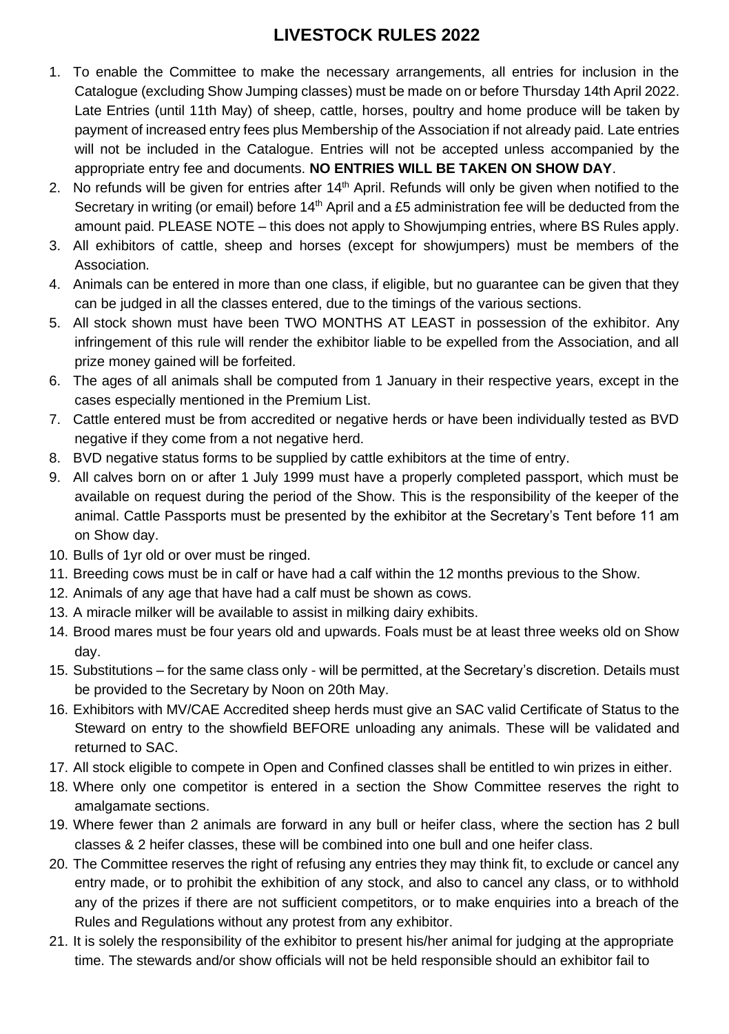# LIVESTOCK RULES 2022

1. To enable the Committee to make the necessary arrangements, all entries for inclusion in the Catalogue (excluding Show Jumping classes) must be made on or before Thursday 14th April 2022. Late Entries (until 11th May) of sheep, cattle, horses, poultry and home produce will be taken by payment of increased entry fees plus Membership of the Association if not already paid. Late entries will not be included in the Catalogue. Entries will not be accepted unless accompanied by the appropriate entry fee and documents. **NO ENTRIES WILL BE TAKEN ON SHOW DAY**.
2. No refunds will be given for entries after 14th April. Refunds will only be given when notified to the Secretary in writing (or email) before 14th April and a £5 administration fee will be deducted from the amount paid. PLEASE NOTE – this does not apply to Showjumping entries, where BS Rules apply.
3. All exhibitors of cattle, sheep and horses (except for showjumpers) must be members of the Association.
4. Animals can be entered in more than one class, if eligible, but no guarantee can be given that they can be judged in all the classes entered, due to the timings of the various sections.
5. All stock shown must have been TWO MONTHS AT LEAST in possession of the exhibitor. Any infringement of this rule will render the exhibitor liable to be expelled from the Association, and all prize money gained will be forfeited.
6. The ages of all animals shall be computed from 1 January in their respective years, except in the cases especially mentioned in the Premium List.
7. Cattle entered must be from accredited or negative herds or have been individually tested as BVD negative if they come from a not negative herd.
8. BVD negative status forms to be supplied by cattle exhibitors at the time of entry.
9. All calves born on or after 1 July 1999 must have a properly completed passport, which must be available on request during the period of the Show. This is the responsibility of the keeper of the animal. Cattle Passports must be presented by the exhibitor at the Secretary's Tent before 11 am on Show day.
10. Bulls of 1yr old or over must be ringed.
11. Breeding cows must be in calf or have had a calf within the 12 months previous to the Show.
12. Animals of any age that have had a calf must be shown as cows.
13. A miracle milker will be available to assist in milking dairy exhibits.
14. Brood mares must be four years old and upwards. Foals must be at least three weeks old on Show day.
15. Substitutions – for the same class only - will be permitted, at the Secretary's discretion. Details must be provided to the Secretary by Noon on 20th May.
16. Exhibitors with MV/CAE Accredited sheep herds must give an SAC valid Certificate of Status to the Steward on entry to the showfield BEFORE unloading any animals. These will be validated and returned to SAC.
17. All stock eligible to compete in Open and Confined classes shall be entitled to win prizes in either.
18. Where only one competitor is entered in a section the Show Committee reserves the right to amalgamate sections.
19. Where fewer than 2 animals are forward in any bull or heifer class, where the section has 2 bull classes & 2 heifer classes, these will be combined into one bull and one heifer class.
20. The Committee reserves the right of refusing any entries they may think fit, to exclude or cancel any entry made, or to prohibit the exhibition of any stock, and also to cancel any class, or to withhold any of the prizes if there are not sufficient competitors, or to make enquiries into a breach of the Rules and Regulations without any protest from any exhibitor.
21. It is solely the responsibility of the exhibitor to present his/her animal for judging at the appropriate time. The stewards and/or show officials will not be held responsible should an exhibitor fail to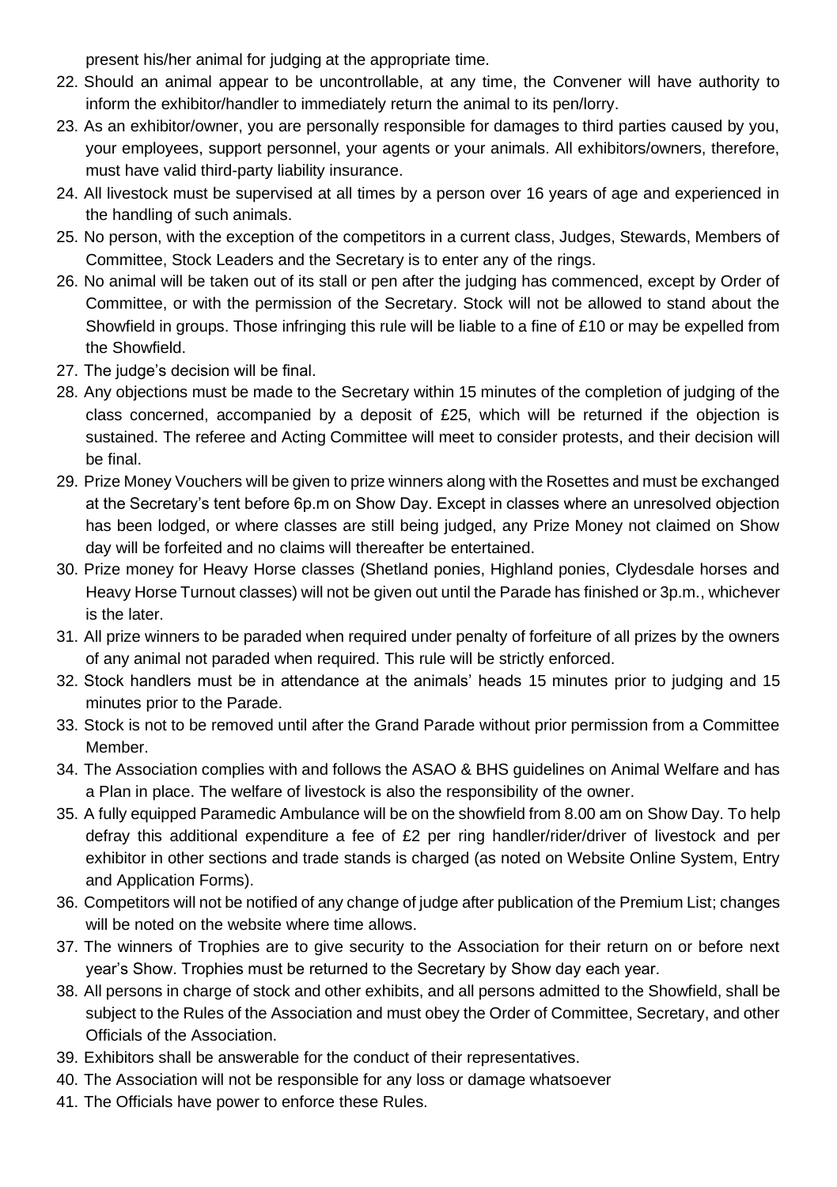present his/her animal for judging at the appropriate time.

22. Should an animal appear to be uncontrollable, at any time, the Convener will have authority to inform the exhibitor/handler to immediately return the animal to its pen/lorry.
23. As an exhibitor/owner, you are personally responsible for damages to third parties caused by you, your employees, support personnel, your agents or your animals. All exhibitors/owners, therefore, must have valid third-party liability insurance.
24. All livestock must be supervised at all times by a person over 16 years of age and experienced in the handling of such animals.
25. No person, with the exception of the competitors in a current class, Judges, Stewards, Members of Committee, Stock Leaders and the Secretary is to enter any of the rings.
26. No animal will be taken out of its stall or pen after the judging has commenced, except by Order of Committee, or with the permission of the Secretary. Stock will not be allowed to stand about the Showfield in groups. Those infringing this rule will be liable to a fine of £10 or may be expelled from the Showfield.
27. The judge's decision will be final.
28. Any objections must be made to the Secretary within 15 minutes of the completion of judging of the class concerned, accompanied by a deposit of £25, which will be returned if the objection is sustained. The referee and Acting Committee will meet to consider protests, and their decision will be final.
29. Prize Money Vouchers will be given to prize winners along with the Rosettes and must be exchanged at the Secretary's tent before 6p.m on Show Day. Except in classes where an unresolved objection has been lodged, or where classes are still being judged, any Prize Money not claimed on Show day will be forfeited and no claims will thereafter be entertained.
30. Prize money for Heavy Horse classes (Shetland ponies, Highland ponies, Clydesdale horses and Heavy Horse Turnout classes) will not be given out until the Parade has finished or 3p.m., whichever is the later.
31. All prize winners to be paraded when required under penalty of forfeiture of all prizes by the owners of any animal not paraded when required. This rule will be strictly enforced.
32. Stock handlers must be in attendance at the animals' heads 15 minutes prior to judging and 15 minutes prior to the Parade.
33. Stock is not to be removed until after the Grand Parade without prior permission from a Committee Member.
34. The Association complies with and follows the ASAO & BHS guidelines on Animal Welfare and has a Plan in place. The welfare of livestock is also the responsibility of the owner.
35. A fully equipped Paramedic Ambulance will be on the showfield from 8.00 am on Show Day. To help defray this additional expenditure a fee of £2 per ring handler/rider/driver of livestock and per exhibitor in other sections and trade stands is charged (as noted on Website Online System, Entry and Application Forms).
36. Competitors will not be notified of any change of judge after publication of the Premium List; changes will be noted on the website where time allows.
37. The winners of Trophies are to give security to the Association for their return on or before next year's Show. Trophies must be returned to the Secretary by Show day each year.
38. All persons in charge of stock and other exhibits, and all persons admitted to the Showfield, shall be subject to the Rules of the Association and must obey the Order of Committee, Secretary, and other Officials of the Association.
39. Exhibitors shall be answerable for the conduct of their representatives.
40. The Association will not be responsible for any loss or damage whatsoever
41. The Officials have power to enforce these Rules.